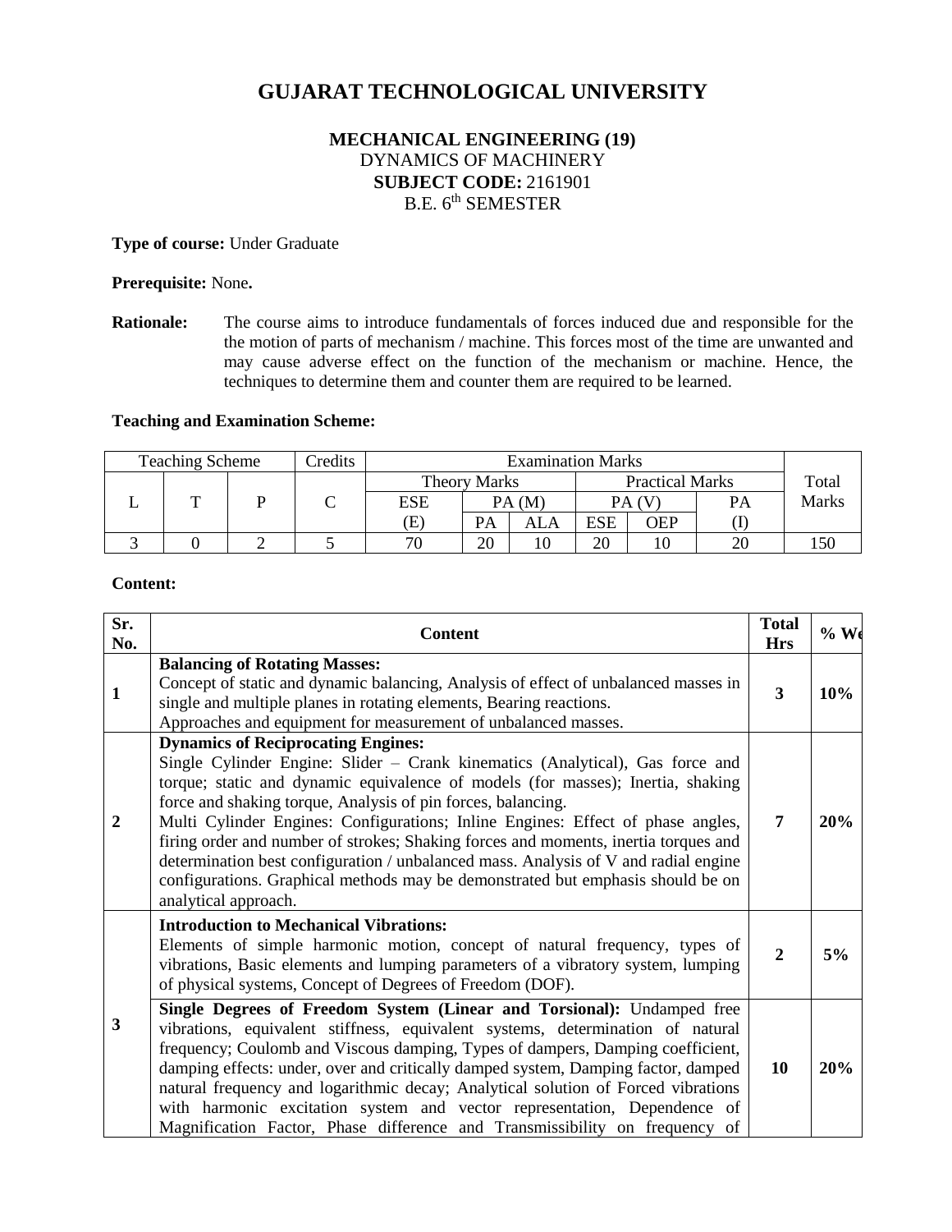# GUJARAT TECHNOLOGICAL UNIVERSITY

**MECHANICAL ENGINEERING (19)**
DYNAMICS OF MACHINERY
**SUBJECT CODE:** 2161901
B.E. 6th SEMESTER

**Type of course:** Under Graduate

**Prerequisite:** None**.**

**Rationale:** The course aims to introduce fundamentals of forces induced due and responsible for the the motion of parts of mechanism / machine. This forces most of the time are unwanted and may cause adverse effect on the function of the mechanism or machine. Hence, the techniques to determine them and counter them are required to be learned.

**Teaching and Examination Scheme:**

| Teaching Scheme | | | Credits | Examination Marks | | | | | | Total Marks |
|---|---|---|---|---|---|---|---|---|---|---|
| | | | | Theory Marks | | | Practical Marks | | | |
| L | T | P | C | ESE | PA (M) | | PA (V) | | PA | |
| | | | | (E) | PA | ALA | ESE | OEP | (I) | |
| 3 | 0 | 2 | 5 | 70 | 20 | 10 | 20 | 10 | 20 | 150 |

**Content:**

| Sr. No. | Content | Total Hrs | % We |
|---|---|---|---|
| 1 | **Balancing of Rotating Masses:** Concept of static and dynamic balancing, Analysis of effect of unbalanced masses in single and multiple planes in rotating elements, Bearing reactions. Approaches and equipment for measurement of unbalanced masses. | 3 | 10% |
| 2 | **Dynamics of Reciprocating Engines:** Single Cylinder Engine: Slider – Crank kinematics (Analytical), Gas force and torque; static and dynamic equivalence of models (for masses); Inertia, shaking force and shaking torque, Analysis of pin forces, balancing. Multi Cylinder Engines: Configurations; Inline Engines: Effect of phase angles, firing order and number of strokes; Shaking forces and moments, inertia torques and determination best configuration / unbalanced mass. Analysis of V and radial engine configurations. Graphical methods may be demonstrated but emphasis should be on analytical approach. | 7 | 20% |
| 3 | **Introduction to Mechanical Vibrations:** Elements of simple harmonic motion, concept of natural frequency, types of vibrations, Basic elements and lumping parameters of a vibratory system, lumping of physical systems, Concept of Degrees of Freedom (DOF). | 2 | 5% |
| | **Single Degrees of Freedom System (Linear and Torsional):** Undamped free vibrations, equivalent stiffness, equivalent systems, determination of natural frequency; Coulomb and Viscous damping, Types of dampers, Damping coefficient, damping effects: under, over and critically damped system, Damping factor, damped natural frequency and logarithmic decay; Analytical solution of Forced vibrations with harmonic excitation system and vector representation, Dependence of Magnification Factor, Phase difference and Transmissibility on frequency of | 10 | 20% |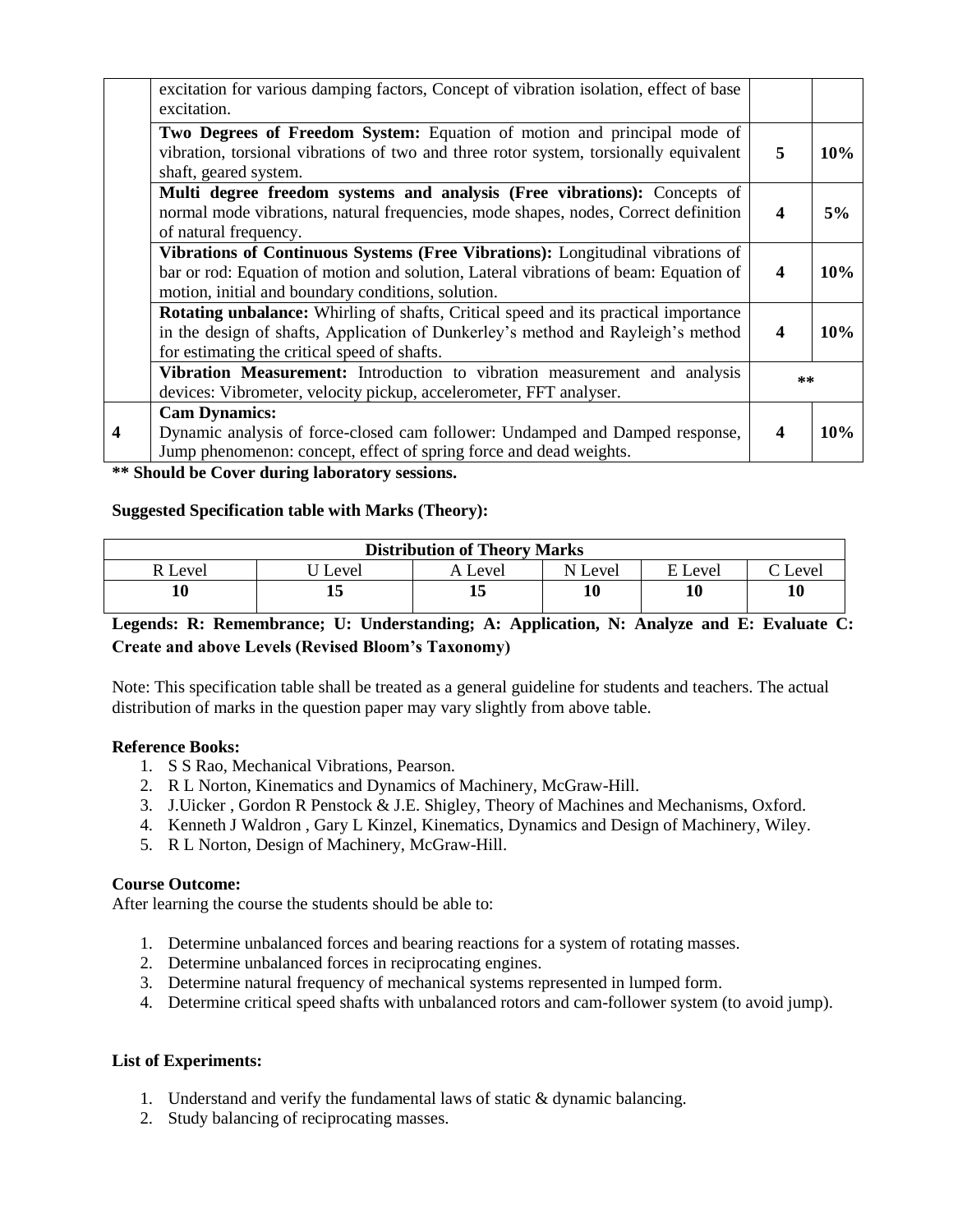| | | | |
|---|---|---|---|
| | excitation for various damping factors, Concept of vibration isolation, effect of base excitation. | | |
| | **Two Degrees of Freedom System:** Equation of motion and principal mode of vibration, torsional vibrations of two and three rotor system, torsionally equivalent shaft, geared system. | **5** | **10%** |
| | **Multi degree freedom systems and analysis (Free vibrations):** Concepts of normal mode vibrations, natural frequencies, mode shapes, nodes, Correct definition of natural frequency. | **4** | **5%** |
| | **Vibrations of Continuous Systems (Free Vibrations):** Longitudinal vibrations of bar or rod: Equation of motion and solution, Lateral vibrations of beam: Equation of motion, initial and boundary conditions, solution. | **4** | **10%** |
| | **Rotating unbalance:** Whirling of shafts, Critical speed and its practical importance in the design of shafts, Application of Dunkerley's method and Rayleigh's method for estimating the critical speed of shafts. | **4** | **10%** |
| | **Vibration Measurement:** Introduction to vibration measurement and analysis devices: Vibrometer, velocity pickup, accelerometer, FFT analyser. | ** | |
| **4** | **Cam Dynamics:** Dynamic analysis of force-closed cam follower: Undamped and Damped response, Jump phenomenon: concept, effect of spring force and dead weights. | **4** | **10%** |

**** Should be Cover during laboratory sessions.**

**Suggested Specification table with Marks (Theory):**

| Distribution of Theory Marks | | | | | |
|---|---|---|---|---|---|
| R Level | U Level | A Level | N Level | E Level | C Level |
| **10** | **15** | **15** | **10** | **10** | **10** |

**Legends: R: Remembrance; U: Understanding; A: Application, N: Analyze and E: Evaluate C: Create and above Levels (Revised Bloom's Taxonomy)**

Note: This specification table shall be treated as a general guideline for students and teachers. The actual distribution of marks in the question paper may vary slightly from above table.

**Reference Books:**

1. S S Rao, Mechanical Vibrations, Pearson.
2. R L Norton, Kinematics and Dynamics of Machinery, McGraw-Hill.
3. J.Uicker , Gordon R Penstock & J.E. Shigley, Theory of Machines and Mechanisms, Oxford.
4. Kenneth J Waldron , Gary L Kinzel, Kinematics, Dynamics and Design of Machinery, Wiley.
5. R L Norton, Design of Machinery, McGraw-Hill.

**Course Outcome:**

After learning the course the students should be able to:

1. Determine unbalanced forces and bearing reactions for a system of rotating masses.
2. Determine unbalanced forces in reciprocating engines.
3. Determine natural frequency of mechanical systems represented in lumped form.
4. Determine critical speed shafts with unbalanced rotors and cam-follower system (to avoid jump).

**List of Experiments:**

1. Understand and verify the fundamental laws of static & dynamic balancing.
2. Study balancing of reciprocating masses.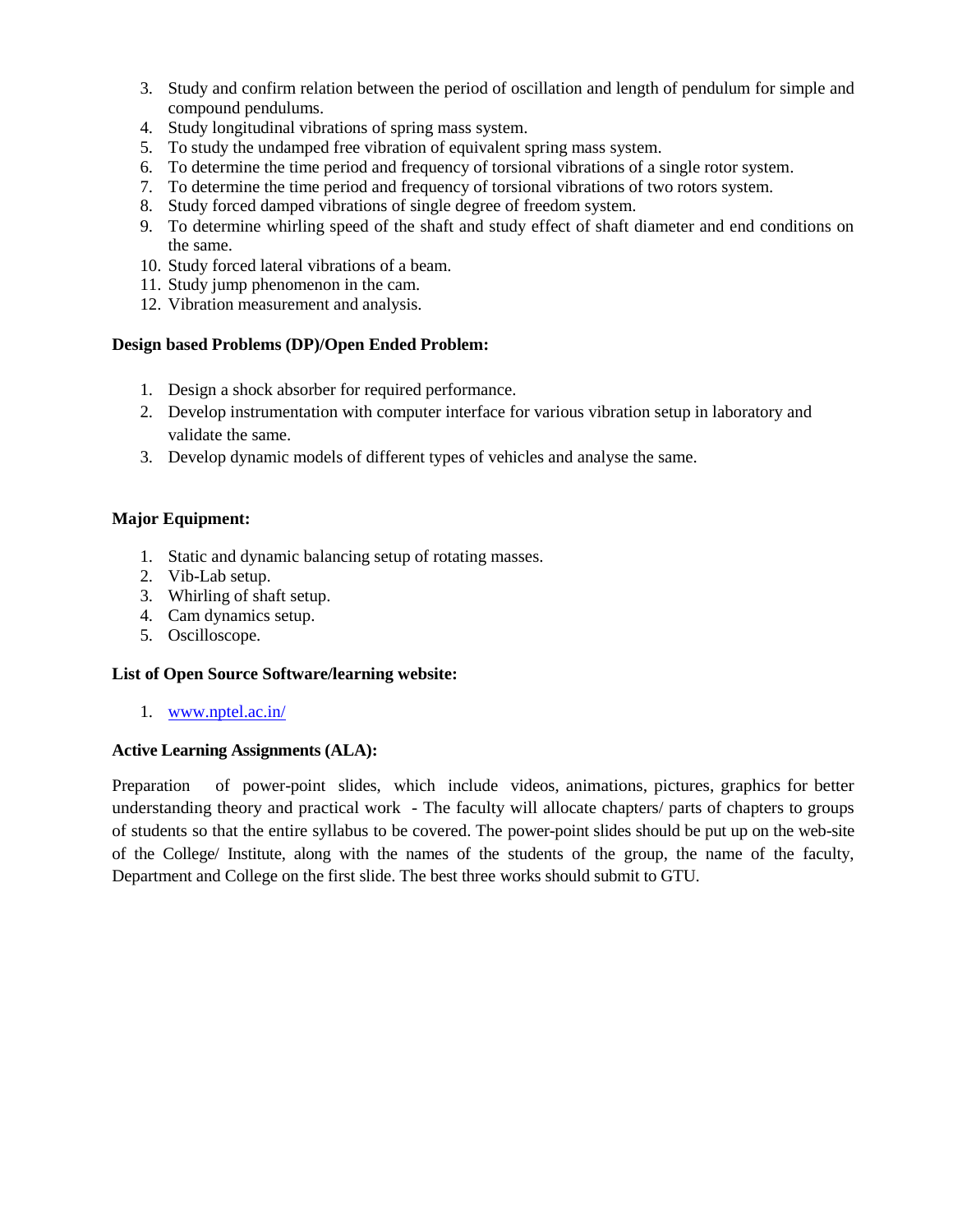3. Study and confirm relation between the period of oscillation and length of pendulum for simple and compound pendulums.
4. Study longitudinal vibrations of spring mass system.
5. To study the undamped free vibration of equivalent spring mass system.
6. To determine the time period and frequency of torsional vibrations of a single rotor system.
7. To determine the time period and frequency of torsional vibrations of two rotors system.
8. Study forced damped vibrations of single degree of freedom system.
9. To determine whirling speed of the shaft and study effect of shaft diameter and end conditions on the same.
10. Study forced lateral vibrations of a beam.
11. Study jump phenomenon in the cam.
12. Vibration measurement and analysis.

**Design based Problems (DP)/Open Ended Problem:**

1. Design a shock absorber for required performance.
2. Develop instrumentation with computer interface for various vibration setup in laboratory and validate the same.
3. Develop dynamic models of different types of vehicles and analyse the same.

**Major Equipment:**

1. Static and dynamic balancing setup of rotating masses.
2. Vib-Lab setup.
3. Whirling of shaft setup.
4. Cam dynamics setup.
5. Oscilloscope.

**List of Open Source Software/learning website:**

1. www.nptel.ac.in/

**Active Learning Assignments (ALA):**

Preparation of power-point slides, which include videos, animations, pictures, graphics for better understanding theory and practical work - The faculty will allocate chapters/ parts of chapters to groups of students so that the entire syllabus to be covered. The power-point slides should be put up on the web-site of the College/ Institute, along with the names of the students of the group, the name of the faculty, Department and College on the first slide. The best three works should submit to GTU.